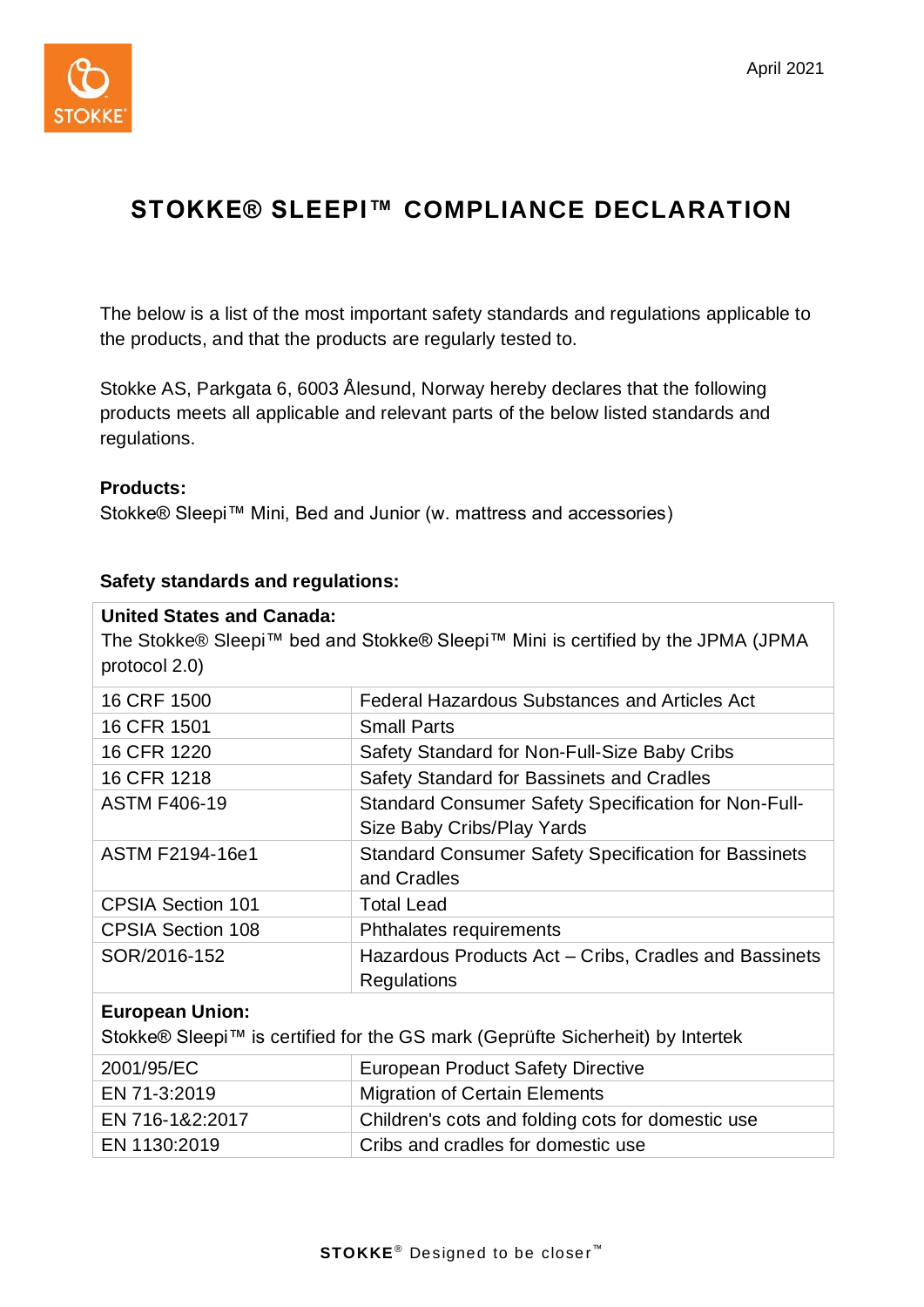April 2021

# STOKKE® SLEEPI™ COMPLIANCE DECLARATION

The below is a list of the most important safety standards and regulations applicable to the products, and that the products are regularly tested to.

Stokke AS, Parkgata 6, 6003 Ålesund, Norway hereby declares that the following products meets all applicable and relevant parts of the below listed standards and regulations.

**Products:**
Stokke® Sleepi™ Mini, Bed and Junior (w. mattress and accessories)

**Safety standards and regulations:**

| **United States and Canada:** The Stokke® Sleepi™ bed and Stokke® Sleepi™ Mini is certified by the JPMA (JPMA protocol 2.0) | |
|---|---|
| 16 CRF 1500 | Federal Hazardous Substances and Articles Act |
| 16 CFR 1501 | Small Parts |
| 16 CFR 1220 | Safety Standard for Non-Full-Size Baby Cribs |
| 16 CFR 1218 | Safety Standard for Bassinets and Cradles |
| ASTM F406-19 | Standard Consumer Safety Specification for Non-Full-Size Baby Cribs/Play Yards |
| ASTM F2194-16e1 | Standard Consumer Safety Specification for Bassinets and Cradles |
| CPSIA Section 101 | Total Lead |
| CPSIA Section 108 | Phthalates requirements |
| SOR/2016-152 | Hazardous Products Act – Cribs, Cradles and Bassinets Regulations |
| **European Union:** Stokke® Sleepi™ is certified for the GS mark (Geprüfte Sicherheit) by Intertek | |
| 2001/95/EC | European Product Safety Directive |
| EN 71-3:2019 | Migration of Certain Elements |
| EN 716-1&2:2017 | Children's cots and folding cots for domestic use |
| EN 1130:2019 | Cribs and cradles for domestic use |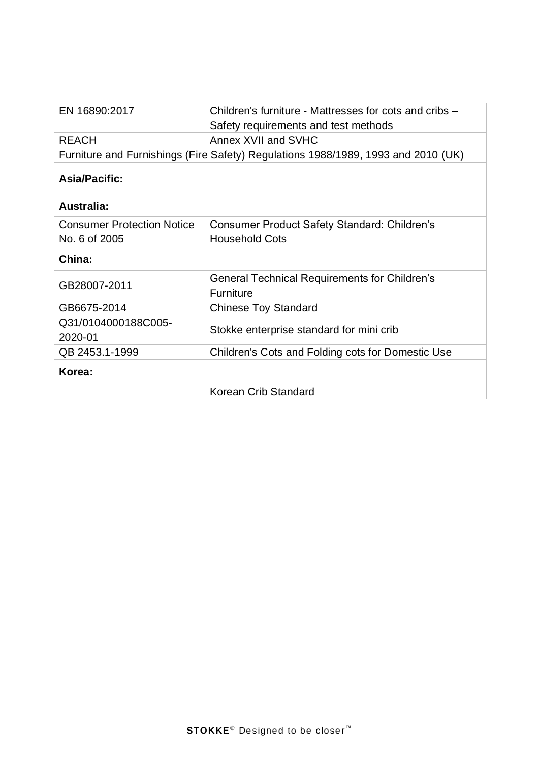| | |
|---|---|
| EN 16890:2017 | Children's furniture - Mattresses for cots and cribs – Safety requirements and test methods |
| REACH | Annex XVII and SVHC |
| Furniture and Furnishings (Fire Safety) Regulations 1988/1989, 1993 and 2010 (UK) | |
| **Asia/Pacific:** | |
| **Australia:** | |
| Consumer Protection Notice No. 6 of 2005 | Consumer Product Safety Standard: Children's Household Cots |
| **China:** | |
| GB28007-2011 | General Technical Requirements for Children's Furniture |
| GB6675-2014 | Chinese Toy Standard |
| Q31/0104000188C005-2020-01 | Stokke enterprise standard for mini crib |
| QB 2453.1-1999 | Children's Cots and Folding cots for Domestic Use |
| **Korea:** | |
| | Korean Crib Standard |